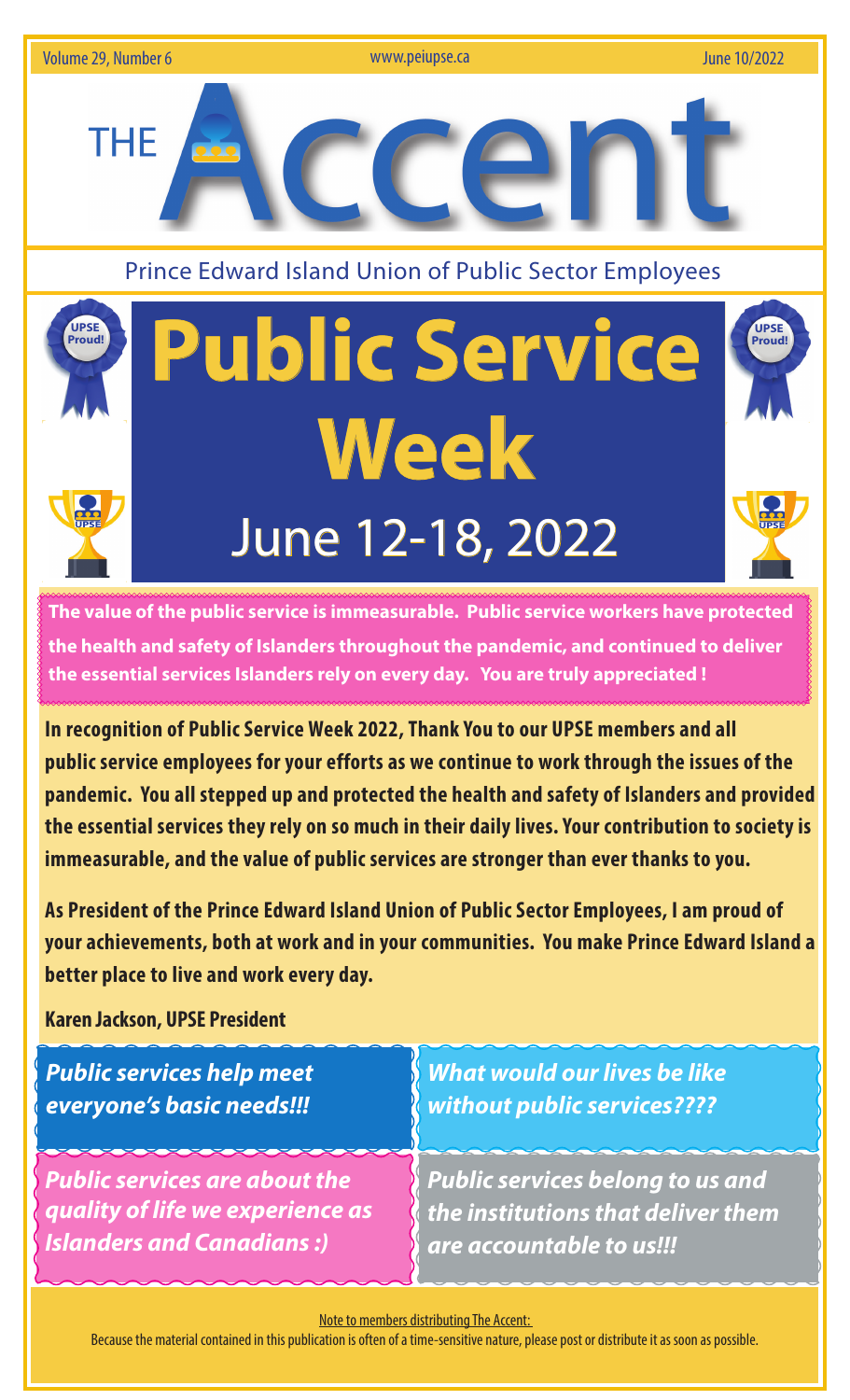Volume 29, Number 6 www.peiupse.ca June 10/2022

# THE Accent

Prince Edward Island Union of Public Sector Employees

# Public Service Week

## June 12-18, 2022

**The value of the public service is immeasurable. Public service workers have protected the health and safety of Islanders throughout the pandemic, and continued to deliver the essential services Islanders rely on every day. You are truly appreciated !**

**In recognition of Public Service Week 2022, Thank You to our UPSE members and all public service employees for your efforts as we continue to work through the issues of the pandemic. You all stepped up and protected the health and safety of Islanders and provided the essential services they rely on so much in their daily lives. Your contribution to society is immeasurable, and the value of public services are stronger than ever thanks to you.**

**As President of the Prince Edward Island Union of Public Sector Employees, I am proud of your achievements, both at work and in your communities. You make Prince Edward Island a better place to live and work every day.**

**Karen Jackson, UPSE President**

***Public services help meet everyone's basic needs!!!***

***What would our lives be like without public services????***

***Public services are about the quality of life we experience as Islanders and Canadians :)***

***Public services belong to us and the institutions that deliver them are accountable to us!!!***

Note to members distributing The Accent:

Because the material contained in this publication is often of a time-sensitive nature, please post or distribute it as soon as possible.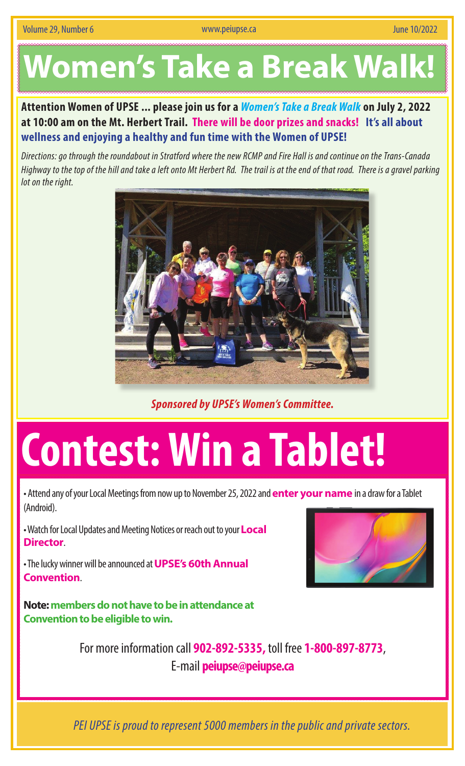# Women's Take a Break Walk!

**Attention Women of UPSE ... please join us for a *Women's Take a Break Walk* on July 2, 2022 at 10:00 am on the Mt. Herbert Trail. There will be door prizes and snacks! It's all about wellness and enjoying a healthy and fun time with the Women of UPSE!**

*Directions: go through the roundabout in Stratford where the new RCMP and Fire Hall is and continue on the Trans-Canada Highway to the top of the hill and take a left onto Mt Herbert Rd. The trail is at the end of that road. There is a gravel parking lot on the right.*

***Sponsored by UPSE's Women's Committee.***

# Contest: Win a Tablet!

- Attend any of your Local Meetings from now up to November 25, 2022 and **enter your name** in a draw for a Tablet (Android).
- Watch for Local Updates and Meeting Notices or reach out to your **Local Director**.
- The lucky winner will be announced at **UPSE's 60th Annual Convention**.

**Note: members do not have to be in attendance at Convention to be eligible to win.**

For more information call **902-892-5335,** toll free **1-800-897-8773**, E-mail **peiupse@peiupse.ca**

*PEI UPSE is proud to represent 5000 members in the public and private sectors.*